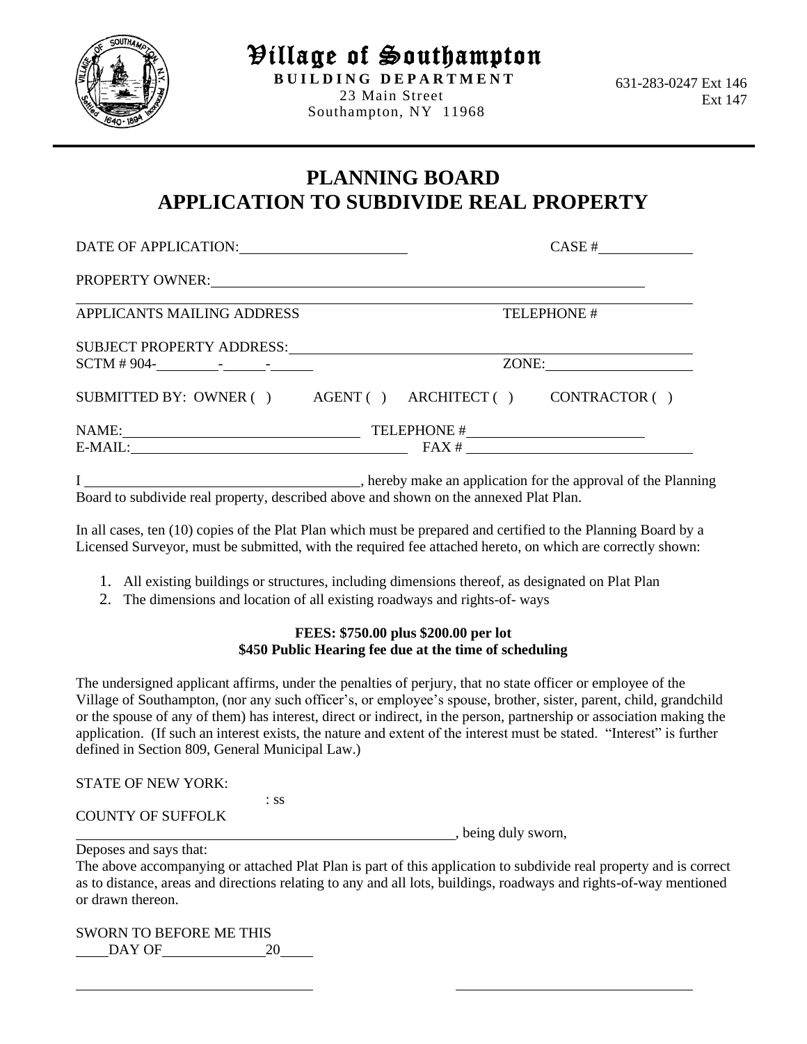# Village of Southampton

**BUILDING DEPARTMENT**
23 Main Street
Southampton, NY 11968

631-283-0247 Ext 146
Ext 147

## PLANNING BOARD
## APPLICATION TO SUBDIVIDE REAL PROPERTY

DATE OF APPLICATION:\_\_\_\_\_\_\_\_\_\_\_\_\_\_\_\_\_\_\_\_ CASE #\_\_\_\_\_\_\_\_\_\_\_\_

PROPERTY OWNER:\_\_\_\_\_\_\_\_\_\_\_\_\_\_\_\_\_\_\_\_\_\_\_\_\_\_\_\_\_\_\_\_\_\_\_\_\_\_\_\_\_\_\_\_\_\_\_\_

\_\_\_\_\_\_\_\_\_\_\_\_\_\_\_\_\_\_\_\_\_\_\_\_\_\_\_\_\_\_\_\_\_\_\_\_\_\_\_\_\_\_\_\_\_\_\_\_\_\_\_\_\_\_\_\_\_\_\_\_\_\_\_\_\_\_\_\_

APPLICANTS MAILING ADDRESS TELEPHONE #

SUBJECT PROPERTY ADDRESS:\_\_\_\_\_\_\_\_\_\_\_\_\_\_\_\_\_\_\_\_\_\_\_\_\_\_\_\_\_\_\_\_\_\_\_\_\_\_\_\_\_\_

SCTM # 904-\_\_\_\_\_\_\_\_-\_\_\_\_\_\_-\_\_\_\_\_\_ ZONE:\_\_\_\_\_\_\_\_\_\_\_\_\_\_\_\_\_\_

SUBMITTED BY: OWNER ( ) AGENT ( ) ARCHITECT ( ) CONTRACTOR ( )

NAME:\_\_\_\_\_\_\_\_\_\_\_\_\_\_\_\_\_\_\_\_\_\_\_\_\_\_\_\_ TELEPHONE #\_\_\_\_\_\_\_\_\_\_\_\_\_\_\_\_\_\_\_\_\_\_

E-MAIL:\_\_\_\_\_\_\_\_\_\_\_\_\_\_\_\_\_\_\_\_\_\_\_\_\_\_\_\_\_\_\_\_\_\_ FAX # \_\_\_\_\_\_\_\_\_\_\_\_\_\_\_\_\_\_\_\_\_\_\_\_\_\_\_\_

I \_\_\_\_\_\_\_\_\_\_\_\_\_\_\_\_\_\_\_\_\_\_\_\_\_\_\_\_\_\_\_\_\_\_\_\_, hereby make an application for the approval of the Planning Board to subdivide real property, described above and shown on the annexed Plat Plan.

In all cases, ten (10) copies of the Plat Plan which must be prepared and certified to the Planning Board by a Licensed Surveyor, must be submitted, with the required fee attached hereto, on which are correctly shown:

1. All existing buildings or structures, including dimensions thereof, as designated on Plat Plan
2. The dimensions and location of all existing roadways and rights-of- ways

**FEES: $750.00 plus $200.00 per lot**
**$450 Public Hearing fee due at the time of scheduling**

The undersigned applicant affirms, under the penalties of perjury, that no state officer or employee of the Village of Southampton, (nor any such officer's, or employee's spouse, brother, sister, parent, child, grandchild or the spouse of any of them) has interest, direct or indirect, in the person, partnership or association making the application. (If such an interest exists, the nature and extent of the interest must be stated. "Interest" is further defined in Section 809, General Municipal Law.)

STATE OF NEW YORK:
: ss
COUNTY OF SUFFOLK

\_\_\_\_\_\_\_\_\_\_\_\_\_\_\_\_\_\_\_\_\_\_\_\_\_\_\_\_\_\_\_\_\_\_\_\_\_\_\_\_\_\_\_\_\_\_\_\_\_\_, being duly sworn,

Deposes and says that:
The above accompanying or attached Plat Plan is part of this application to subdivide real property and is correct as to distance, areas and directions relating to any and all lots, buildings, roadways and rights-of-way mentioned or drawn thereon.

SWORN TO BEFORE ME THIS
\_\_\_\_DAY OF\_\_\_\_\_\_\_\_\_\_\_\_\_\_20\_\_\_\_

\_\_\_\_\_\_\_\_\_\_\_\_\_\_\_\_\_\_\_\_\_\_\_\_\_\_\_\_\_\_ \_\_\_\_\_\_\_\_\_\_\_\_\_\_\_\_\_\_\_\_\_\_\_\_\_\_\_\_\_\_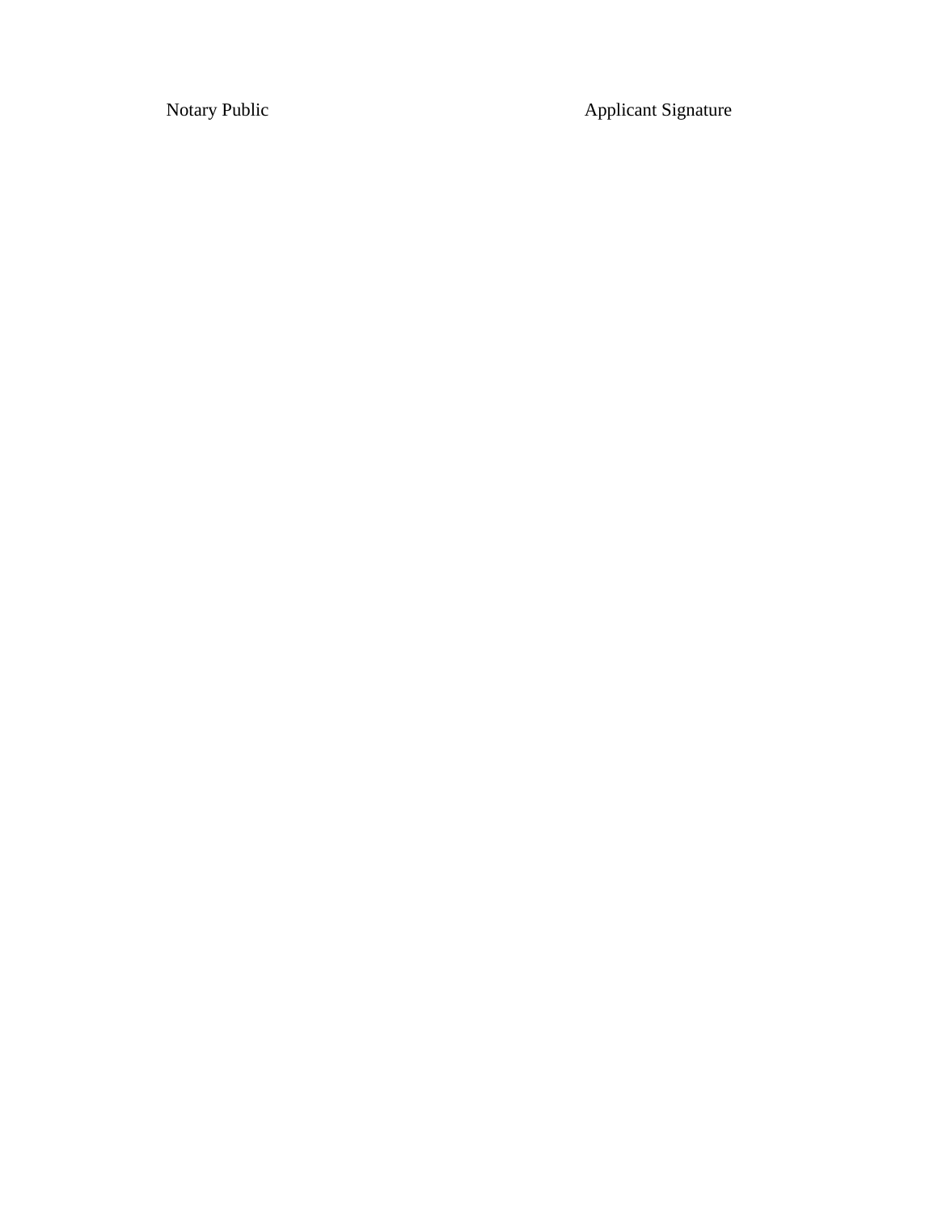Notary Public Applicant Signature